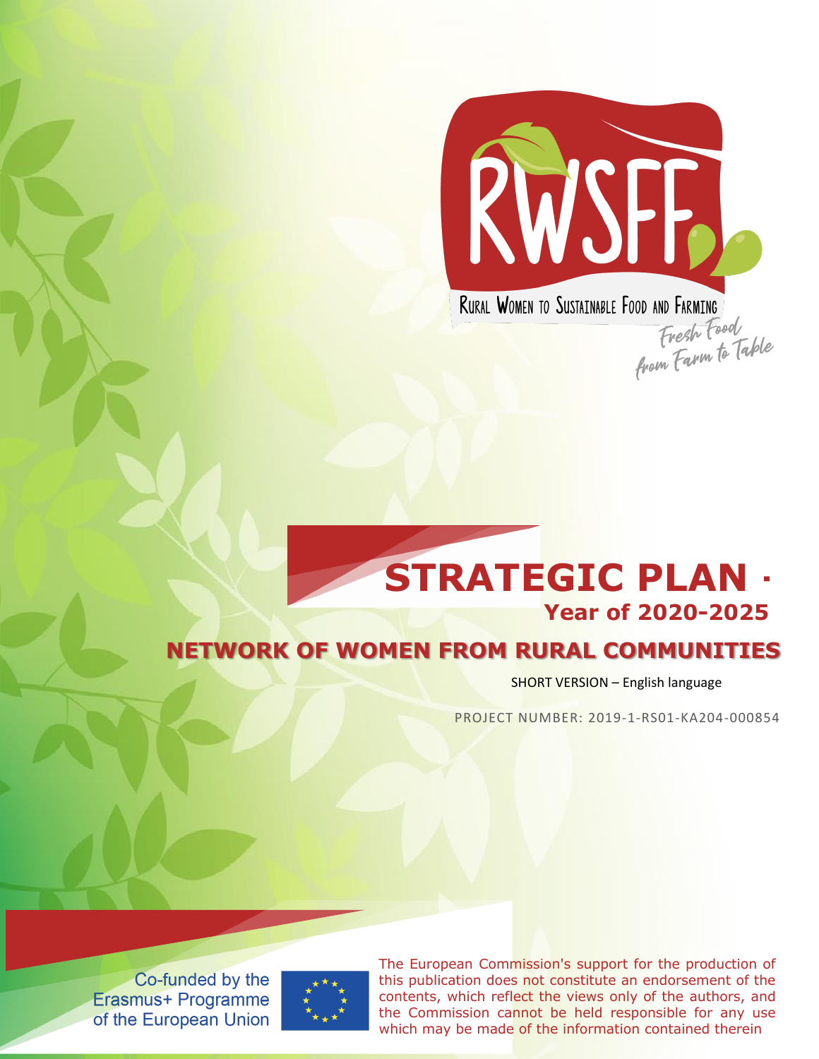RWSFF

Rural Women to Sustainable Food and Farming

*Fresh Food from Farm to Table*

# STRATEGIC PLAN ·

## Year of 2020-2025

## NETWORK OF WOMEN FROM RURAL COMMUNITIES

SHORT VERSION – English language

PROJECT NUMBER: 2019-1-RS01-KA204-000854

Co-funded by the Erasmus+ Programme of the European Union

The European Commission's support for the production of this publication does not constitute an endorsement of the contents, which reflect the views only of the authors, and the Commission cannot be held responsible for any use which may be made of the information contained therein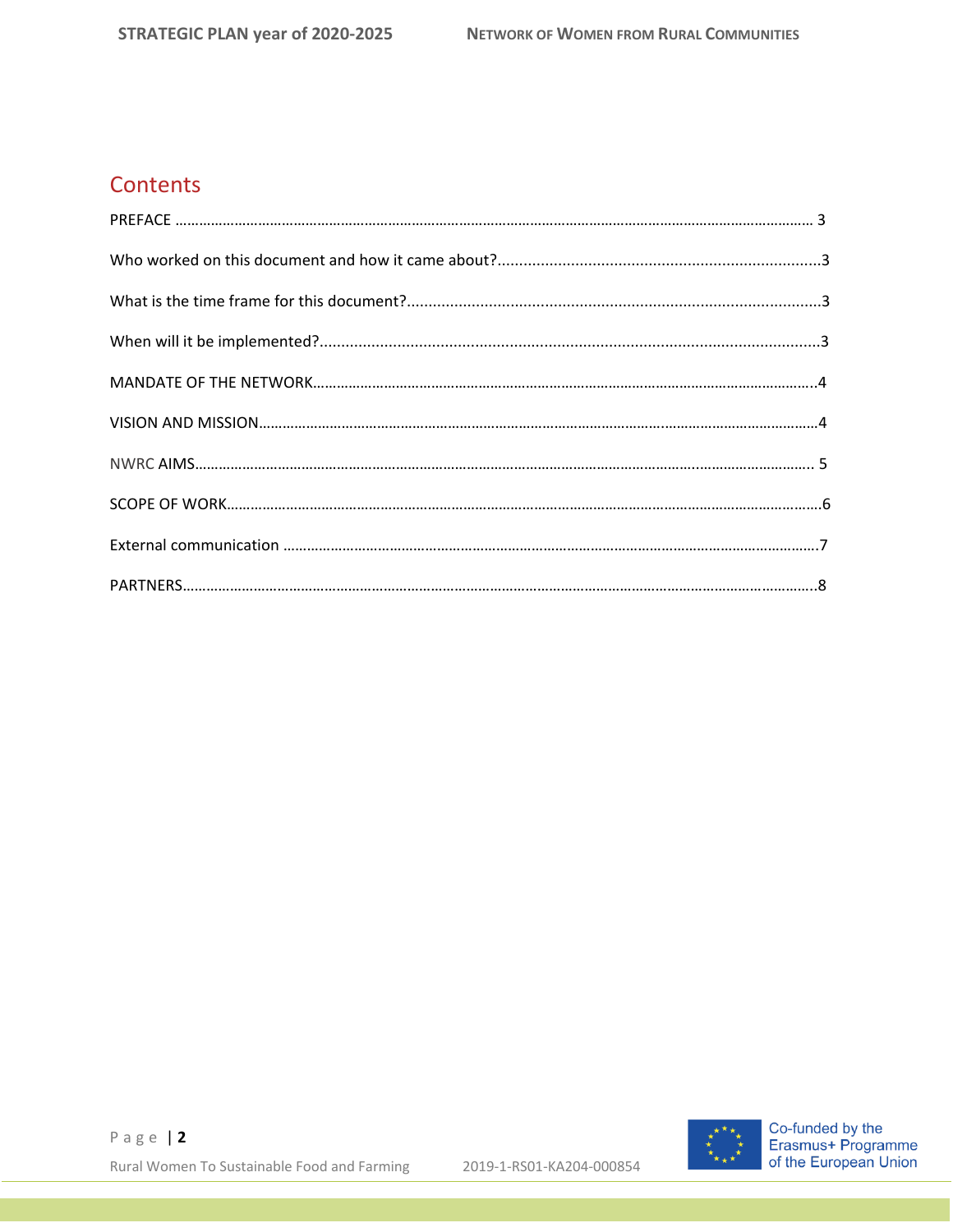# Contents

PREFACE ........................................................................................................................................................ 3

Who worked on this document and how it came about?..........................................................................3

What is the time frame for this document?...............................................................................................3

When will it be implemented?....................................................................................................................3

MANDATE OF THE NETWORK.....................................................................................................................4

VISION AND MISSION..................................................................................................................................4

NWRC AIMS................................................................................................................................................ 5

SCOPE OF WORK..........................................................................................................................................6

External communication ..............................................................................................................................7

PARTNERS....................................................................................................................................................8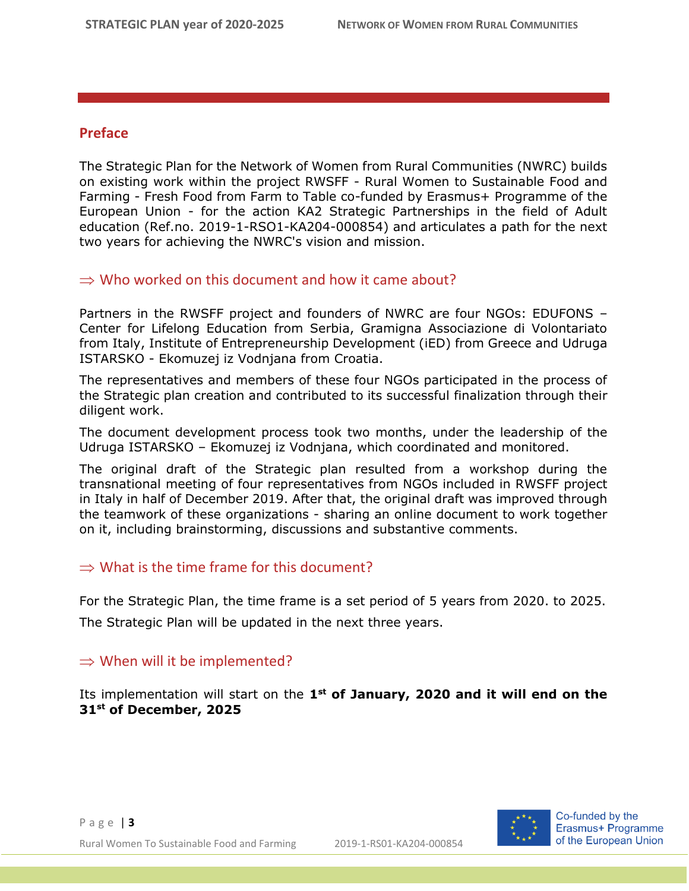## Preface

The Strategic Plan for the Network of Women from Rural Communities (NWRC) builds on existing work within the project RWSFF - Rural Women to Sustainable Food and Farming - Fresh Food from Farm to Table co-funded by Erasmus+ Programme of the European Union - for the action KA2 Strategic Partnerships in the field of Adult education (Ref.no. 2019-1-RSO1-KA204-000854) and articulates a path for the next two years for achieving the NWRC's vision and mission.

### ⇒ Who worked on this document and how it came about?

Partners in the RWSFF project and founders of NWRC are four NGOs: EDUFONS – Center for Lifelong Education from Serbia, Gramigna Associazione di Volontariato from Italy, Institute of Entrepreneurship Development (iED) from Greece and Udruga ISTARSKO - Ekomuzej iz Vodnjana from Croatia.

The representatives and members of these four NGOs participated in the process of the Strategic plan creation and contributed to its successful finalization through their diligent work.

The document development process took two months, under the leadership of the Udruga ISTARSKO – Ekomuzej iz Vodnjana, which coordinated and monitored.

The original draft of the Strategic plan resulted from a workshop during the transnational meeting of four representatives from NGOs included in RWSFF project in Italy in half of December 2019. After that, the original draft was improved through the teamwork of these organizations - sharing an online document to work together on it, including brainstorming, discussions and substantive comments.

### ⇒ What is the time frame for this document?

For the Strategic Plan, the time frame is a set period of 5 years from 2020. to 2025.

The Strategic Plan will be updated in the next three years.

### ⇒ When will it be implemented?

Its implementation will start on the **1st of January, 2020 and it will end on the 31st of December, 2025**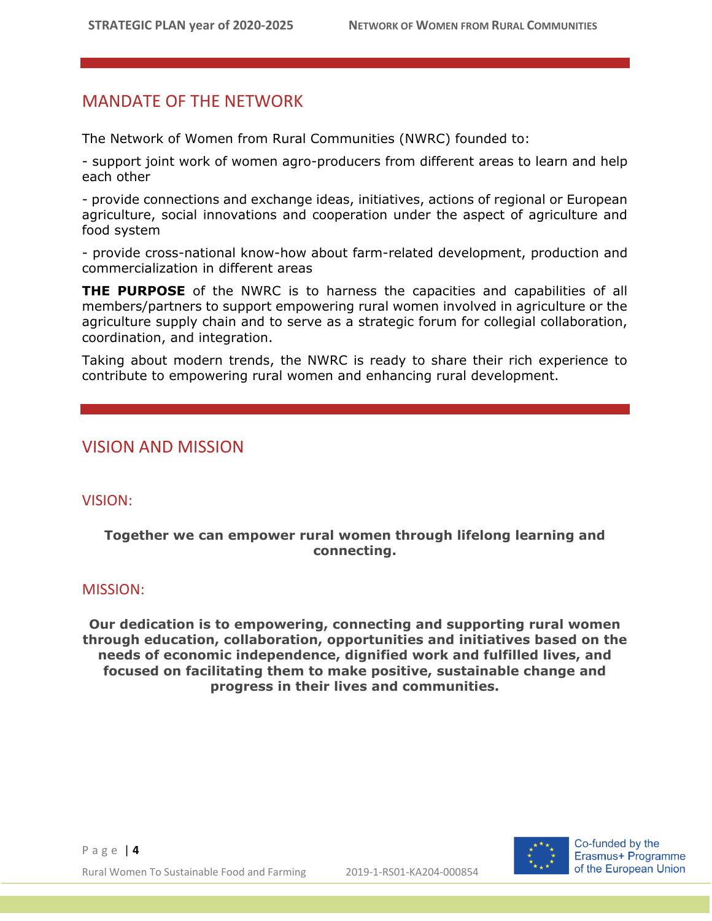## MANDATE OF THE NETWORK

The Network of Women from Rural Communities (NWRC) founded to:

- support joint work of women agro-producers from different areas to learn and help each other

- provide connections and exchange ideas, initiatives, actions of regional or European agriculture, social innovations and cooperation under the aspect of agriculture and food system

- provide cross-national know-how about farm-related development, production and commercialization in different areas

**THE PURPOSE** of the NWRC is to harness the capacities and capabilities of all members/partners to support empowering rural women involved in agriculture or the agriculture supply chain and to serve as a strategic forum for collegial collaboration, coordination, and integration.

Taking about modern trends, the NWRC is ready to share their rich experience to contribute to empowering rural women and enhancing rural development.

## VISION AND MISSION

### VISION:

**Together we can empower rural women through lifelong learning and connecting.**

### MISSION:

**Our dedication is to empowering, connecting and supporting rural women through education, collaboration, opportunities and initiatives based on the needs of economic independence, dignified work and fulfilled lives, and focused on facilitating them to make positive, sustainable change and progress in their lives and communities.**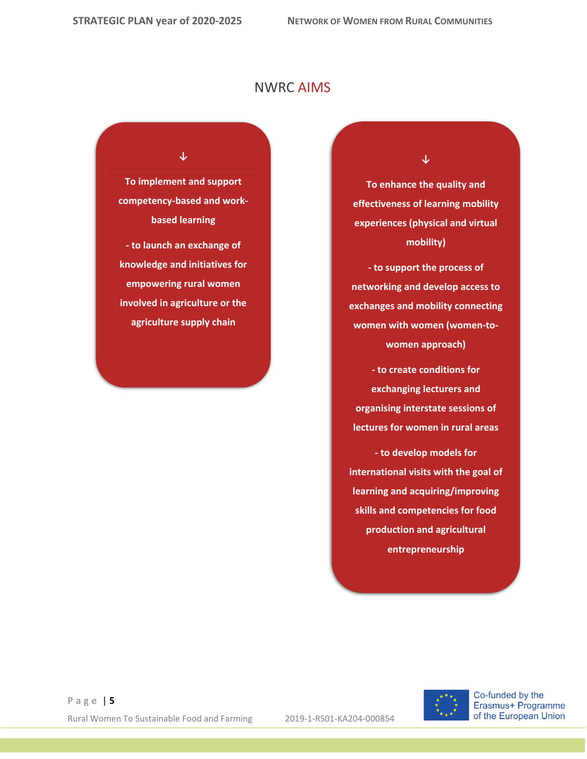## NWRC AIMS

↓

**To implement and support competency-based and work-based learning**

**- to launch an exchange of knowledge and initiatives for empowering rural women involved in agriculture or the agriculture supply chain**

↓

**To enhance the quality and effectiveness of learning mobility experiences (physical and virtual mobility)**

**- to support the process of networking and develop access to exchanges and mobility connecting women with women (women-to-women approach)**

**- to create conditions for exchanging lecturers and organising interstate sessions of lectures for women in rural areas**

**- to develop models for international visits with the goal of learning and acquiring/improving skills and competencies for food production and agricultural entrepreneurship**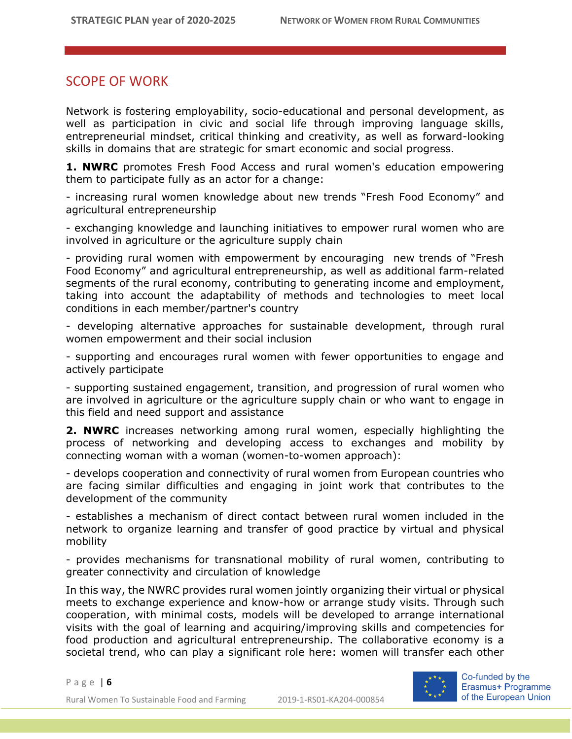## SCOPE OF WORK

Network is fostering employability, socio-educational and personal development, as well as participation in civic and social life through improving language skills, entrepreneurial mindset, critical thinking and creativity, as well as forward-looking skills in domains that are strategic for smart economic and social progress.

**1. NWRC** promotes Fresh Food Access and rural women's education empowering them to participate fully as an actor for a change:

- increasing rural women knowledge about new trends "Fresh Food Economy" and agricultural entrepreneurship

- exchanging knowledge and launching initiatives to empower rural women who are involved in agriculture or the agriculture supply chain

- providing rural women with empowerment by encouraging new trends of "Fresh Food Economy" and agricultural entrepreneurship, as well as additional farm-related segments of the rural economy, contributing to generating income and employment, taking into account the adaptability of methods and technologies to meet local conditions in each member/partner's country

- developing alternative approaches for sustainable development, through rural women empowerment and their social inclusion

- supporting and encourages rural women with fewer opportunities to engage and actively participate

- supporting sustained engagement, transition, and progression of rural women who are involved in agriculture or the agriculture supply chain or who want to engage in this field and need support and assistance

**2. NWRC** increases networking among rural women, especially highlighting the process of networking and developing access to exchanges and mobility by connecting woman with a woman (women-to-women approach):

- develops cooperation and connectivity of rural women from European countries who are facing similar difficulties and engaging in joint work that contributes to the development of the community

- establishes a mechanism of direct contact between rural women included in the network to organize learning and transfer of good practice by virtual and physical mobility

- provides mechanisms for transnational mobility of rural women, contributing to greater connectivity and circulation of knowledge

In this way, the NWRC provides rural women jointly organizing their virtual or physical meets to exchange experience and know-how or arrange study visits. Through such cooperation, with minimal costs, models will be developed to arrange international visits with the goal of learning and acquiring/improving skills and competencies for food production and agricultural entrepreneurship. The collaborative economy is a societal trend, who can play a significant role here: women will transfer each other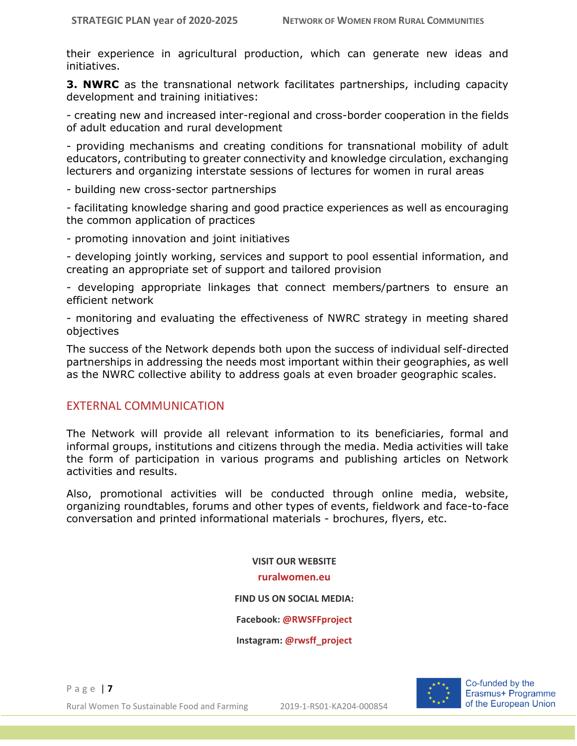their experience in agricultural production, which can generate new ideas and initiatives.

**3. NWRC** as the transnational network facilitates partnerships, including capacity development and training initiatives:

- creating new and increased inter-regional and cross-border cooperation in the fields of adult education and rural development
- providing mechanisms and creating conditions for transnational mobility of adult educators, contributing to greater connectivity and knowledge circulation, exchanging lecturers and organizing interstate sessions of lectures for women in rural areas
- building new cross-sector partnerships
- facilitating knowledge sharing and good practice experiences as well as encouraging the common application of practices
- promoting innovation and joint initiatives
- developing jointly working, services and support to pool essential information, and creating an appropriate set of support and tailored provision
- developing appropriate linkages that connect members/partners to ensure an efficient network
- monitoring and evaluating the effectiveness of NWRC strategy in meeting shared objectives

The success of the Network depends both upon the success of individual self-directed partnerships in addressing the needs most important within their geographies, as well as the NWRC collective ability to address goals at even broader geographic scales.

## EXTERNAL COMMUNICATION

The Network will provide all relevant information to its beneficiaries, formal and informal groups, institutions and citizens through the media. Media activities will take the form of participation in various programs and publishing articles on Network activities and results.

Also, promotional activities will be conducted through online media, website, organizing roundtables, forums and other types of events, fieldwork and face-to-face conversation and printed informational materials - brochures, flyers, etc.

**VISIT OUR WEBSITE**

**ruralwomen.eu**

**FIND US ON SOCIAL MEDIA:**

**Facebook: @RWSFFproject**

**Instagram: @rwsff_project**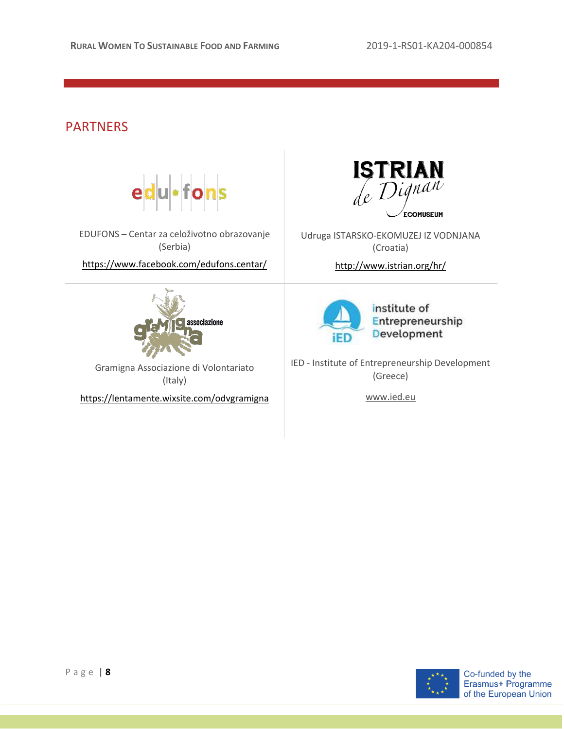## PARTNERS

EDUFONS – Centar za celoživotno obrazovanje (Serbia)

https://www.facebook.com/edufons.centar/

Udruga ISTARSKO-EKOMUZEJ IZ VODNJANA (Croatia)

http://www.istrian.org/hr/

Gramigna Associazione di Volontariato (Italy)

https://lentamente.wixsite.com/odvgramigna

IED - Institute of Entrepreneurship Development (Greece)

www.ied.eu